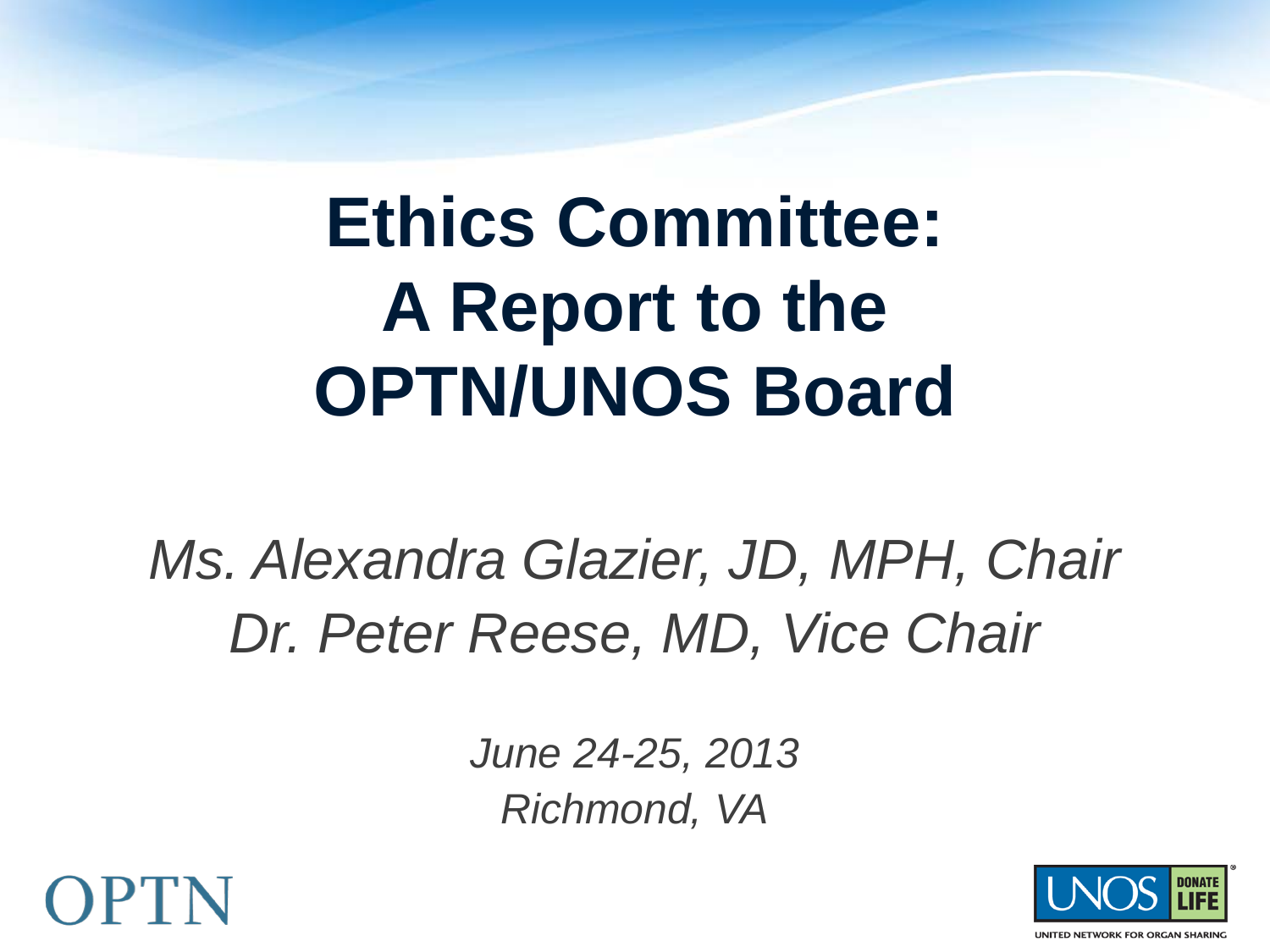# Ethics Committee: A Report to the OPTN/UNOS Board

*Ms. Alexandra Glazier, JD, MPH, Chair*
*Dr. Peter Reese, MD, Vice Chair*

*June 24-25, 2013*
*Richmond, VA*

OPTN

UNOS DONATE LIFE
UNITED NETWORK FOR ORGAN SHARING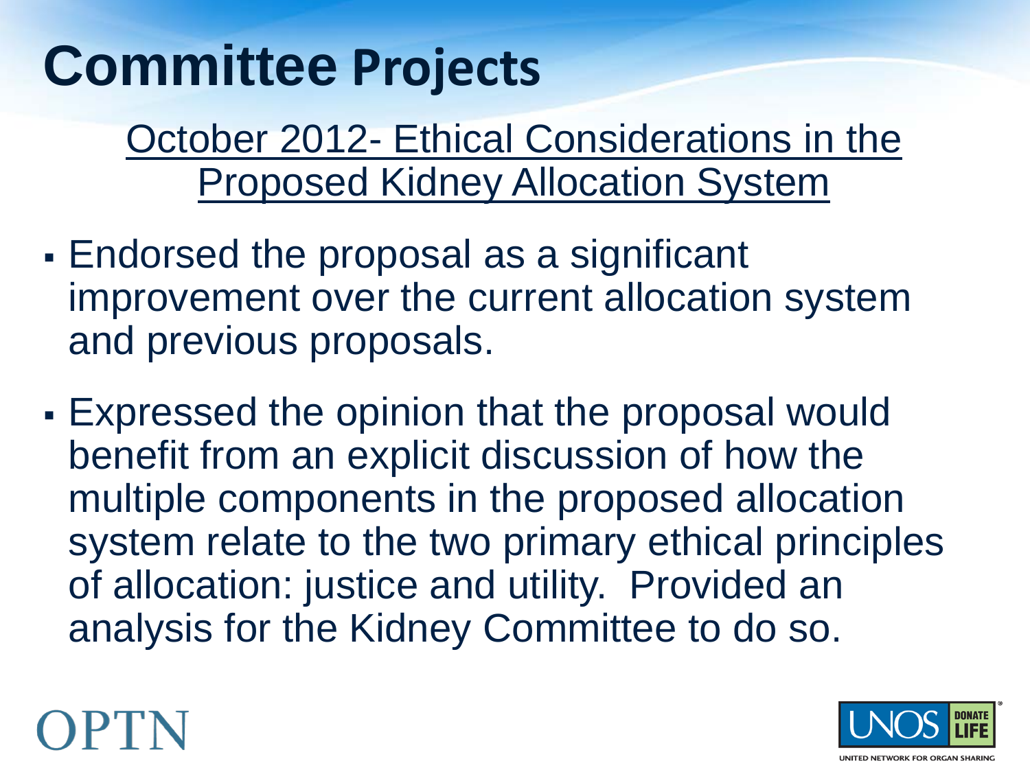# Committee Projects

October 2012- Ethical Considerations in the Proposed Kidney Allocation System

- Endorsed the proposal as a significant improvement over the current allocation system and previous proposals.
- Expressed the opinion that the proposal would benefit from an explicit discussion of how the multiple components in the proposed allocation system relate to the two primary ethical principles of allocation: justice and utility. Provided an analysis for the Kidney Committee to do so.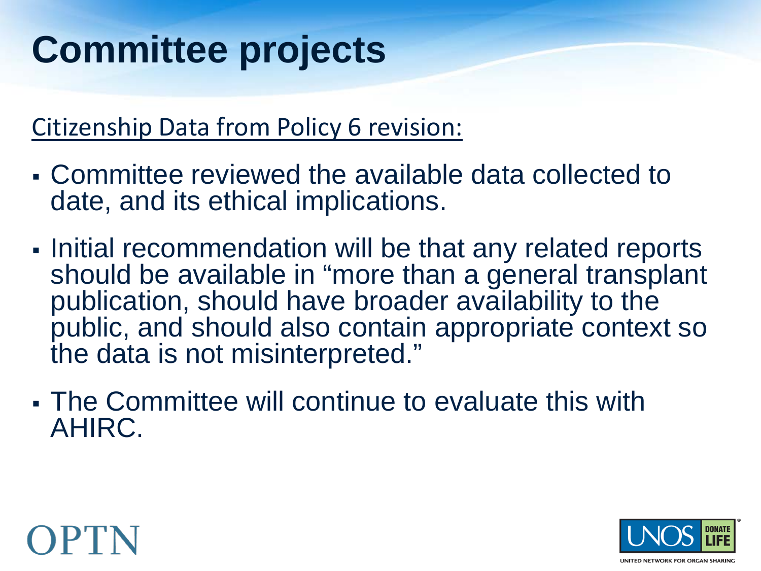# Committee projects

<u>Citizenship Data from Policy 6 revision:</u>

- Committee reviewed the available data collected to date, and its ethical implications.
- Initial recommendation will be that any related reports should be available in "more than a general transplant publication, should have broader availability to the public, and should also contain appropriate context so the data is not misinterpreted."
- The Committee will continue to evaluate this with AHIRC.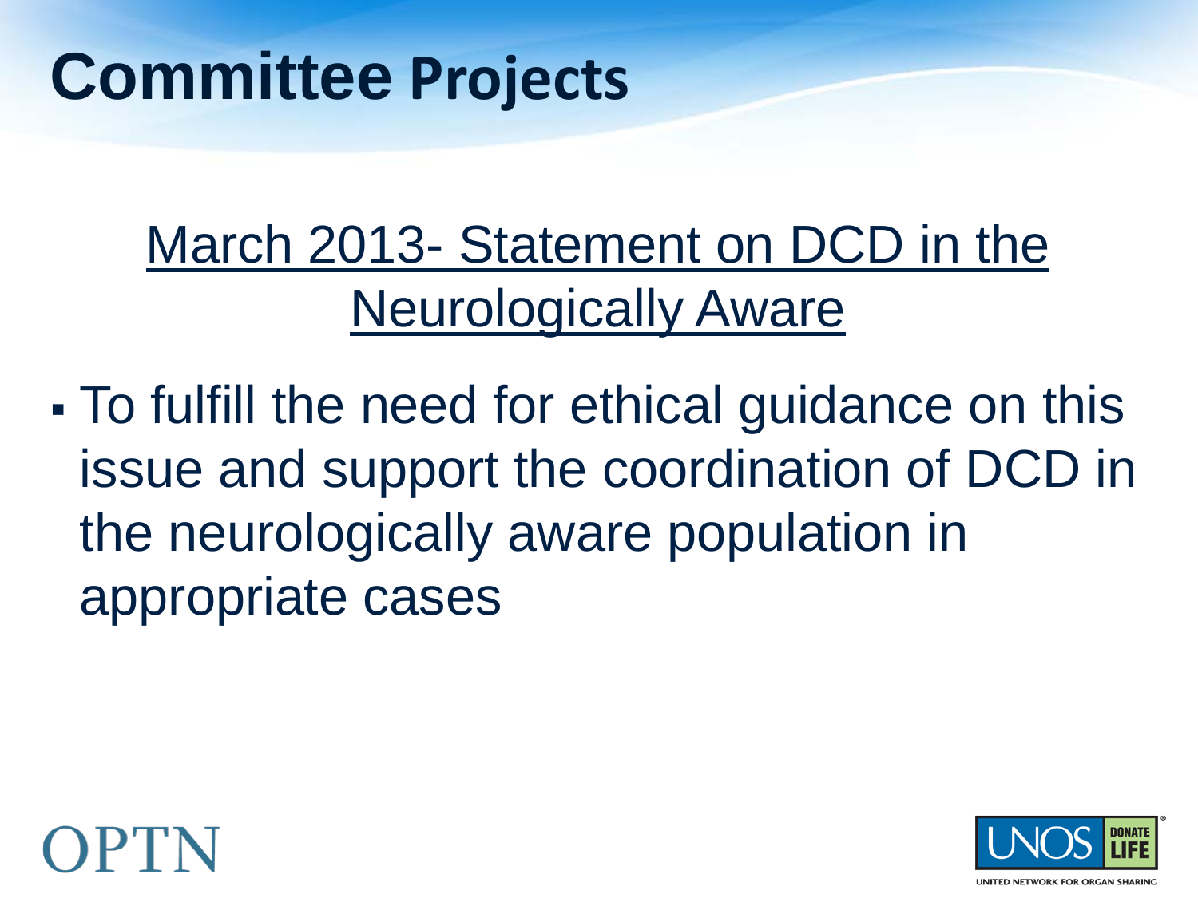# Committee Projects

<u>March 2013- Statement on DCD in the Neurologically Aware</u>

- To fulfill the need for ethical guidance on this issue and support the coordination of DCD in the neurologically aware population in appropriate cases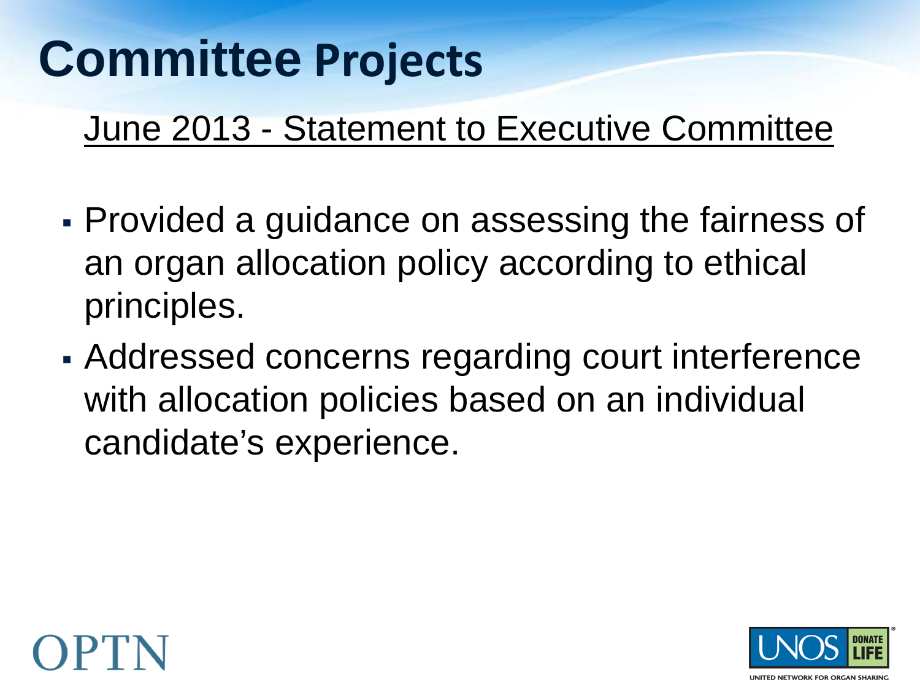# Committee Projects

## June 2013 - Statement to Executive Committee

- Provided a guidance on assessing the fairness of an organ allocation policy according to ethical principles.
- Addressed concerns regarding court interference with allocation policies based on an individual candidate's experience.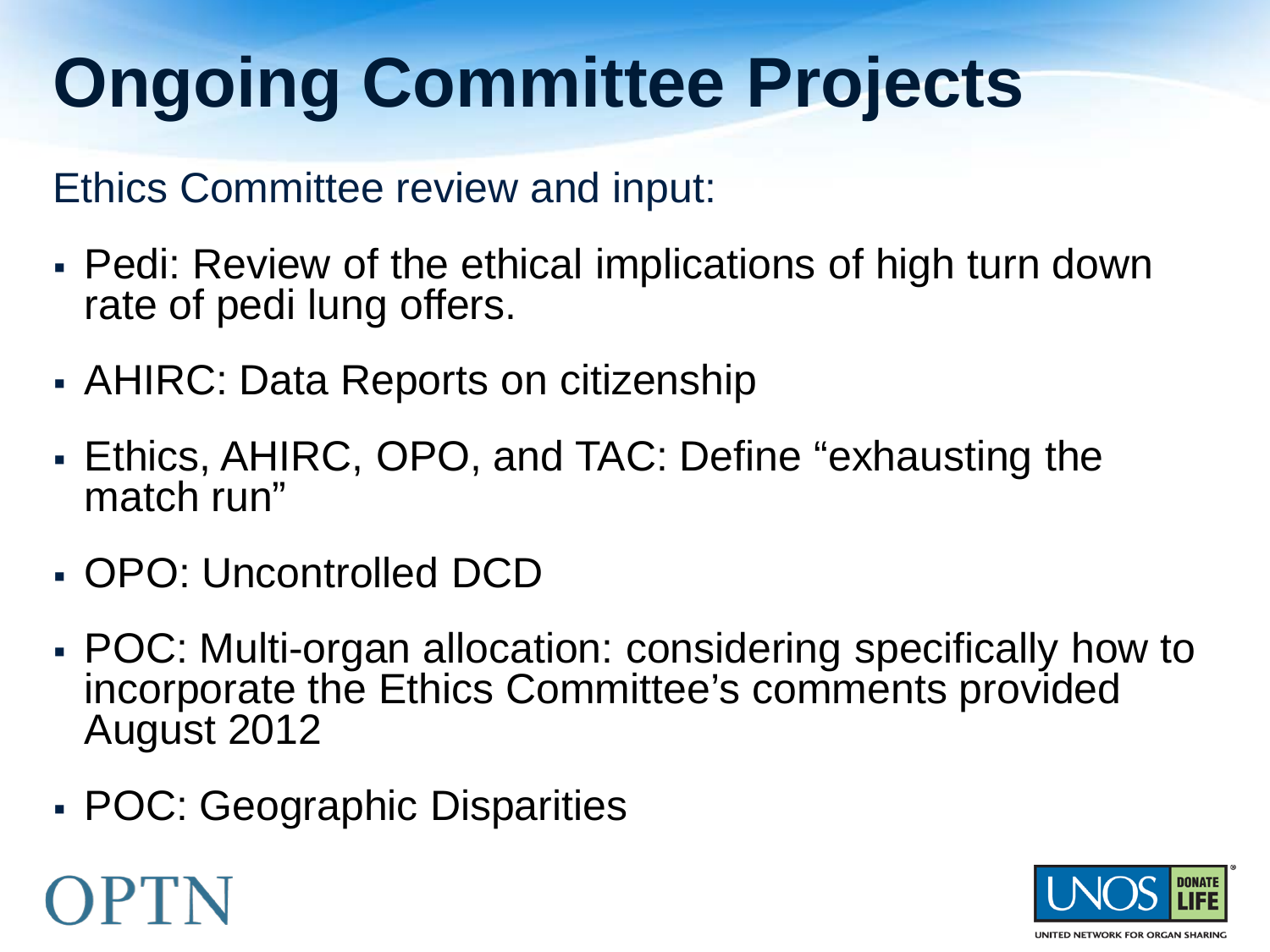# Ongoing Committee Projects

Ethics Committee review and input:

- Pedi: Review of the ethical implications of high turn down rate of pedi lung offers.
- AHIRC: Data Reports on citizenship
- Ethics, AHIRC, OPO, and TAC: Define "exhausting the match run"
- OPO: Uncontrolled DCD
- POC: Multi-organ allocation: considering specifically how to incorporate the Ethics Committee's comments provided August 2012
- POC: Geographic Disparities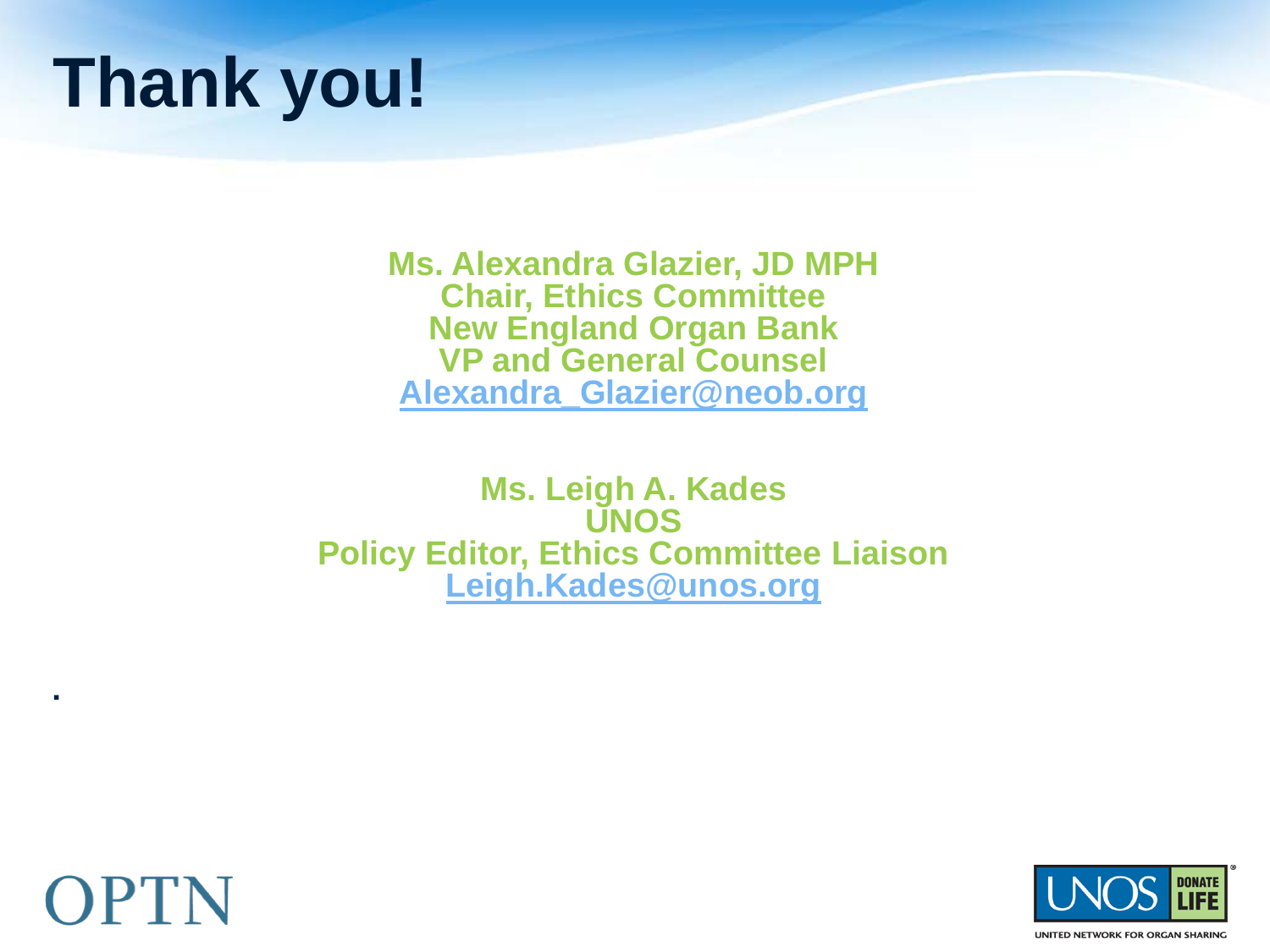# Thank you!

**Ms. Alexandra Glazier, JD MPH**
**Chair, Ethics Committee**
**New England Organ Bank**
**VP and General Counsel**
**Alexandra_Glazier@neob.org**

**Ms. Leigh A. Kades**
**UNOS**
**Policy Editor, Ethics Committee Liaison**
**Leigh.Kades@unos.org**

OPTN

UNOS DONATE LIFE

UNITED NETWORK FOR ORGAN SHARING